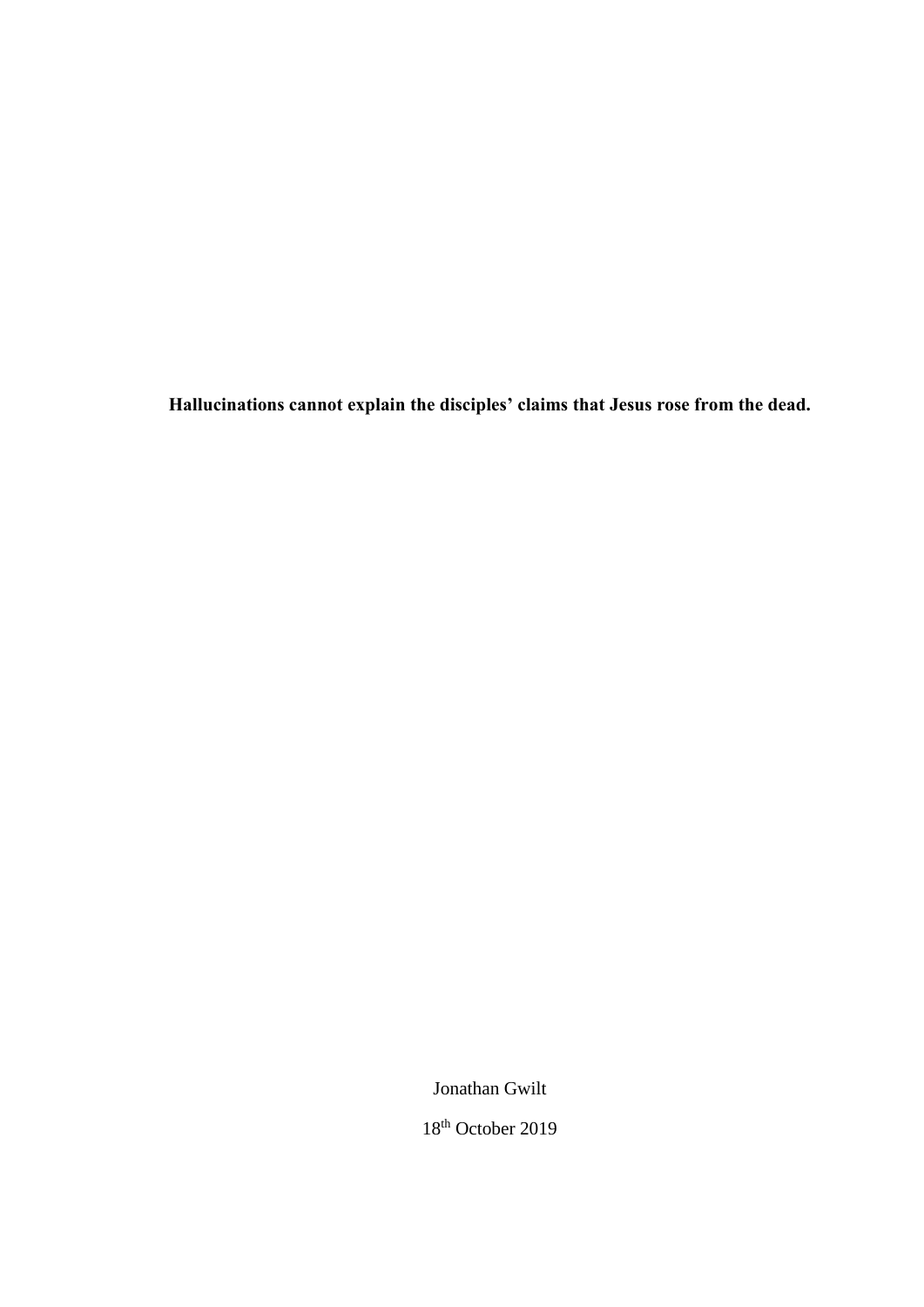**Hallucinations cannot explain the disciples' claims that Jesus rose from the dead.**

Jonathan Gwilt

18th October 2019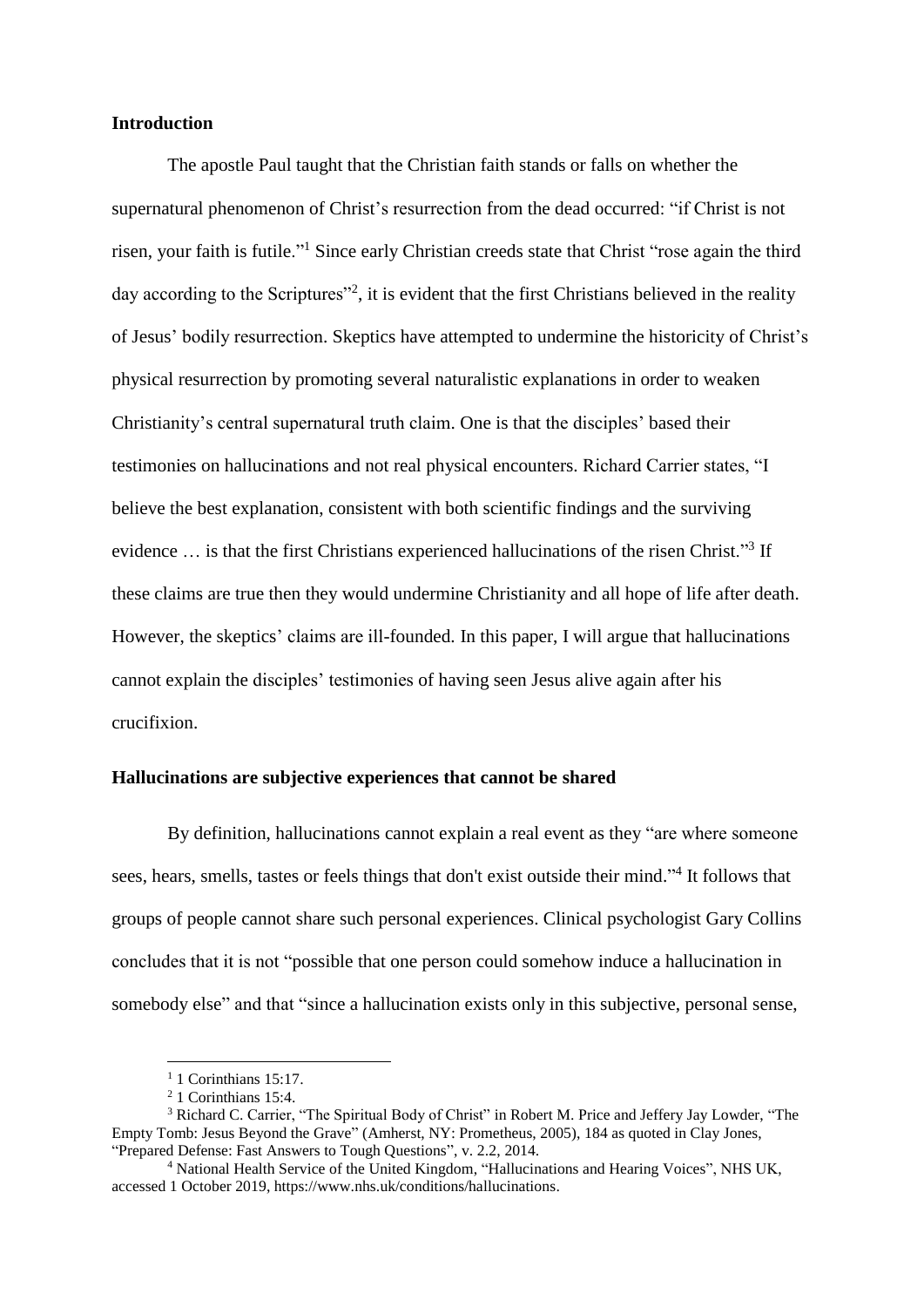**Introduction**

The apostle Paul taught that the Christian faith stands or falls on whether the supernatural phenomenon of Christ's resurrection from the dead occurred: "if Christ is not risen, your faith is futile."[1] Since early Christian creeds state that Christ "rose again the third day according to the Scriptures"[2], it is evident that the first Christians believed in the reality of Jesus' bodily resurrection. Skeptics have attempted to undermine the historicity of Christ's physical resurrection by promoting several naturalistic explanations in order to weaken Christianity's central supernatural truth claim. One is that the disciples' based their testimonies on hallucinations and not real physical encounters. Richard Carrier states, "I believe the best explanation, consistent with both scientific findings and the surviving evidence … is that the first Christians experienced hallucinations of the risen Christ."[3] If these claims are true then they would undermine Christianity and all hope of life after death. However, the skeptics' claims are ill-founded. In this paper, I will argue that hallucinations cannot explain the disciples' testimonies of having seen Jesus alive again after his crucifixion.

**Hallucinations are subjective experiences that cannot be shared**

By definition, hallucinations cannot explain a real event as they "are where someone sees, hears, smells, tastes or feels things that don't exist outside their mind."[4] It follows that groups of people cannot share such personal experiences. Clinical psychologist Gary Collins concludes that it is not "possible that one person could somehow induce a hallucination in somebody else" and that "since a hallucination exists only in this subjective, personal sense,

---

[1] 1 Corinthians 15:17.

[2] 1 Corinthians 15:4.

[3] Richard C. Carrier, "The Spiritual Body of Christ" in Robert M. Price and Jeffery Jay Lowder, "The Empty Tomb: Jesus Beyond the Grave" (Amherst, NY: Prometheus, 2005), 184 as quoted in Clay Jones, "Prepared Defense: Fast Answers to Tough Questions", v. 2.2, 2014.

[4] National Health Service of the United Kingdom, "Hallucinations and Hearing Voices", NHS UK, accessed 1 October 2019, https://www.nhs.uk/conditions/hallucinations.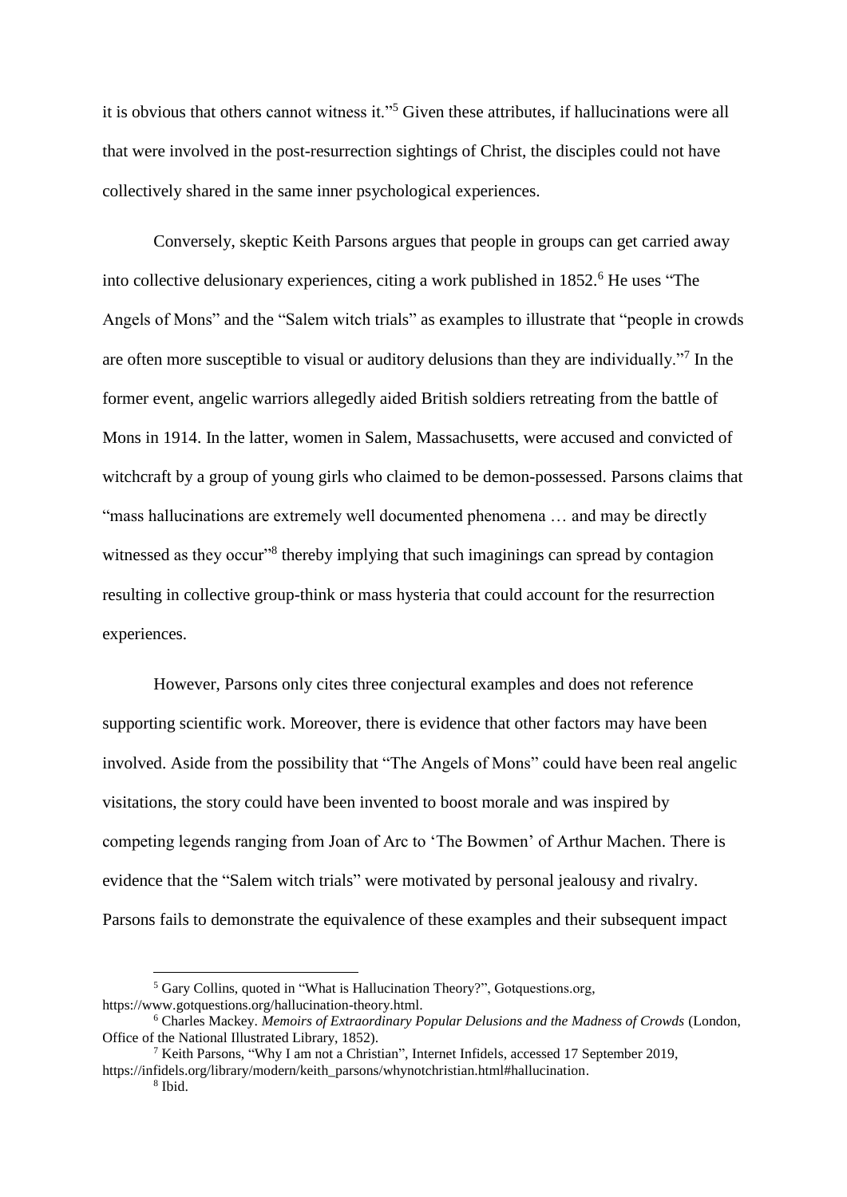it is obvious that others cannot witness it."[5] Given these attributes, if hallucinations were all that were involved in the post-resurrection sightings of Christ, the disciples could not have collectively shared in the same inner psychological experiences.

Conversely, skeptic Keith Parsons argues that people in groups can get carried away into collective delusionary experiences, citing a work published in 1852.[6] He uses "The Angels of Mons" and the "Salem witch trials" as examples to illustrate that "people in crowds are often more susceptible to visual or auditory delusions than they are individually."[7] In the former event, angelic warriors allegedly aided British soldiers retreating from the battle of Mons in 1914. In the latter, women in Salem, Massachusetts, were accused and convicted of witchcraft by a group of young girls who claimed to be demon-possessed. Parsons claims that "mass hallucinations are extremely well documented phenomena … and may be directly witnessed as they occur"[8] thereby implying that such imaginings can spread by contagion resulting in collective group-think or mass hysteria that could account for the resurrection experiences.

However, Parsons only cites three conjectural examples and does not reference supporting scientific work. Moreover, there is evidence that other factors may have been involved. Aside from the possibility that "The Angels of Mons" could have been real angelic visitations, the story could have been invented to boost morale and was inspired by competing legends ranging from Joan of Arc to 'The Bowmen' of Arthur Machen. There is evidence that the "Salem witch trials" were motivated by personal jealousy and rivalry. Parsons fails to demonstrate the equivalence of these examples and their subsequent impact

---

[5] Gary Collins, quoted in "What is Hallucination Theory?", Gotquestions.org, https://www.gotquestions.org/hallucination-theory.html.

[6] Charles Mackey. *Memoirs of Extraordinary Popular Delusions and the Madness of Crowds* (London, Office of the National Illustrated Library, 1852).

[7] Keith Parsons, "Why I am not a Christian", Internet Infidels, accessed 17 September 2019, https://infidels.org/library/modern/keith_parsons/whynotchristian.html#hallucination.

[8] Ibid.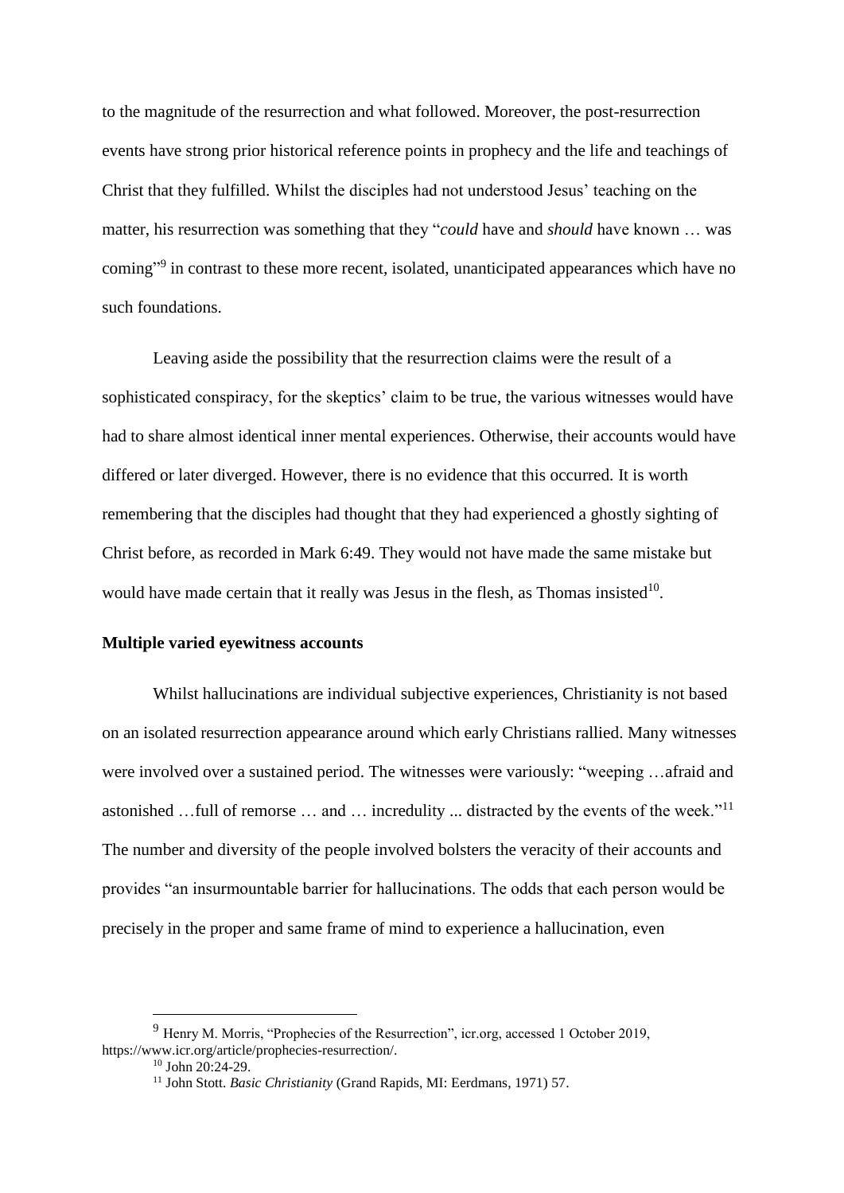to the magnitude of the resurrection and what followed. Moreover, the post-resurrection events have strong prior historical reference points in prophecy and the life and teachings of Christ that they fulfilled. Whilst the disciples had not understood Jesus' teaching on the matter, his resurrection was something that they "*could* have and *should* have known … was coming"[9] in contrast to these more recent, isolated, unanticipated appearances which have no such foundations.

Leaving aside the possibility that the resurrection claims were the result of a sophisticated conspiracy, for the skeptics' claim to be true, the various witnesses would have had to share almost identical inner mental experiences. Otherwise, their accounts would have differed or later diverged. However, there is no evidence that this occurred. It is worth remembering that the disciples had thought that they had experienced a ghostly sighting of Christ before, as recorded in Mark 6:49. They would not have made the same mistake but would have made certain that it really was Jesus in the flesh, as Thomas insisted[10].

**Multiple varied eyewitness accounts**

Whilst hallucinations are individual subjective experiences, Christianity is not based on an isolated resurrection appearance around which early Christians rallied. Many witnesses were involved over a sustained period. The witnesses were variously: "weeping …afraid and astonished …full of remorse … and … incredulity ... distracted by the events of the week."[11] The number and diversity of the people involved bolsters the veracity of their accounts and provides "an insurmountable barrier for hallucinations. The odds that each person would be precisely in the proper and same frame of mind to experience a hallucination, even

---

[9] Henry M. Morris, "Prophecies of the Resurrection", icr.org, accessed 1 October 2019, https://www.icr.org/article/prophecies-resurrection/.

[10] John 20:24-29.

[11] John Stott. *Basic Christianity* (Grand Rapids, MI: Eerdmans, 1971) 57.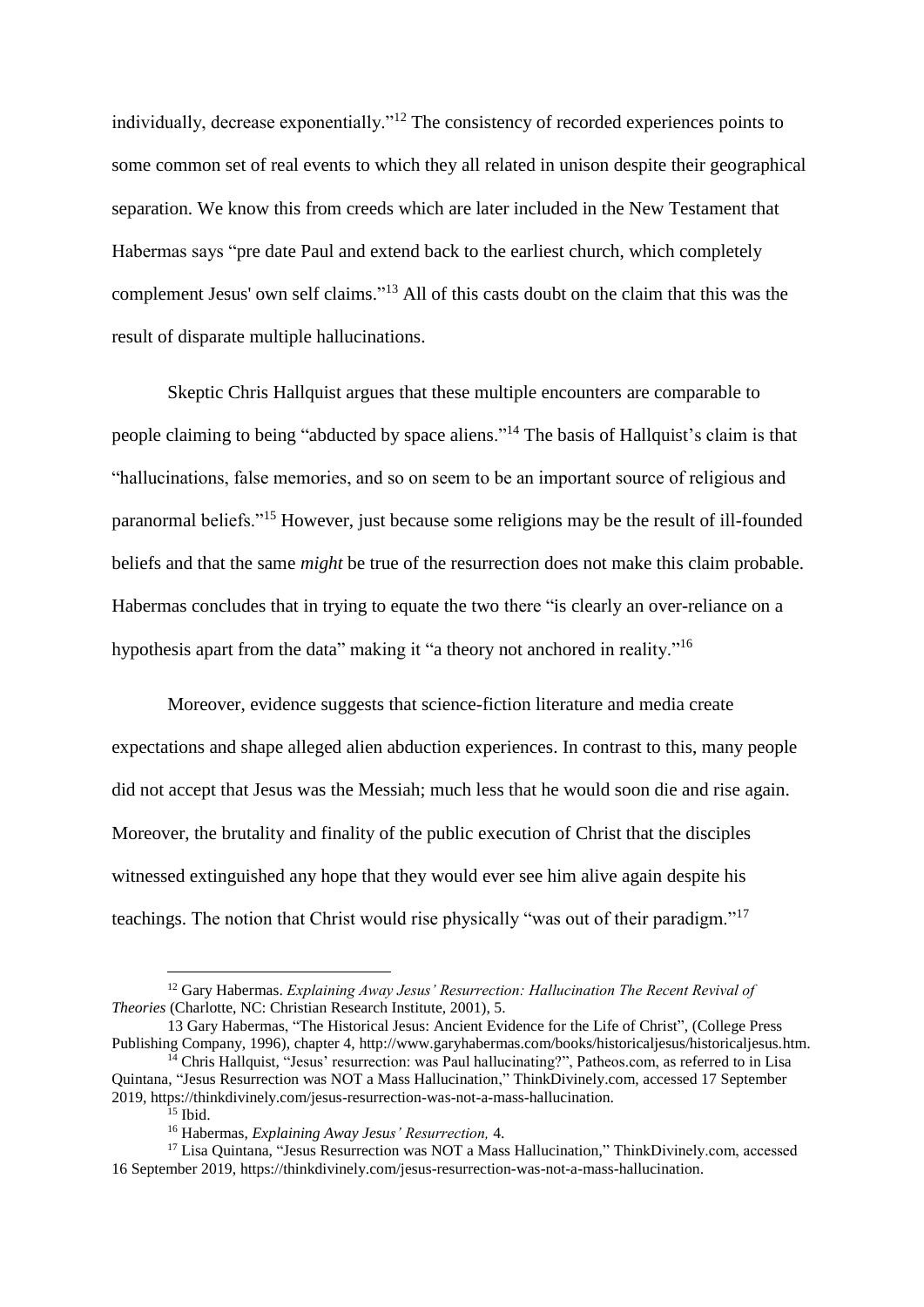individually, decrease exponentially."[12] The consistency of recorded experiences points to some common set of real events to which they all related in unison despite their geographical separation. We know this from creeds which are later included in the New Testament that Habermas says "pre date Paul and extend back to the earliest church, which completely complement Jesus' own self claims."[13] All of this casts doubt on the claim that this was the result of disparate multiple hallucinations.

Skeptic Chris Hallquist argues that these multiple encounters are comparable to people claiming to being "abducted by space aliens."[14] The basis of Hallquist's claim is that "hallucinations, false memories, and so on seem to be an important source of religious and paranormal beliefs."[15] However, just because some religions may be the result of ill-founded beliefs and that the same *might* be true of the resurrection does not make this claim probable. Habermas concludes that in trying to equate the two there "is clearly an over-reliance on a hypothesis apart from the data" making it "a theory not anchored in reality."[16]

Moreover, evidence suggests that science-fiction literature and media create expectations and shape alleged alien abduction experiences. In contrast to this, many people did not accept that Jesus was the Messiah; much less that he would soon die and rise again. Moreover, the brutality and finality of the public execution of Christ that the disciples witnessed extinguished any hope that they would ever see him alive again despite his teachings. The notion that Christ would rise physically "was out of their paradigm."[17]

---

[12] Gary Habermas. *Explaining Away Jesus' Resurrection: Hallucination The Recent Revival of Theories* (Charlotte, NC: Christian Research Institute, 2001), 5.

13 Gary Habermas, "The Historical Jesus: Ancient Evidence for the Life of Christ", (College Press Publishing Company, 1996), chapter 4, http://www.garyhabermas.com/books/historicaljesus/historicaljesus.htm.

[14] Chris Hallquist, "Jesus' resurrection: was Paul hallucinating?", Patheos.com, as referred to in Lisa Quintana, "Jesus Resurrection was NOT a Mass Hallucination," ThinkDivinely.com, accessed 17 September 2019, https://thinkdivinely.com/jesus-resurrection-was-not-a-mass-hallucination.

[15] Ibid.

[16] Habermas, *Explaining Away Jesus' Resurrection,* 4.

[17] Lisa Quintana, "Jesus Resurrection was NOT a Mass Hallucination," ThinkDivinely.com, accessed 16 September 2019, https://thinkdivinely.com/jesus-resurrection-was-not-a-mass-hallucination.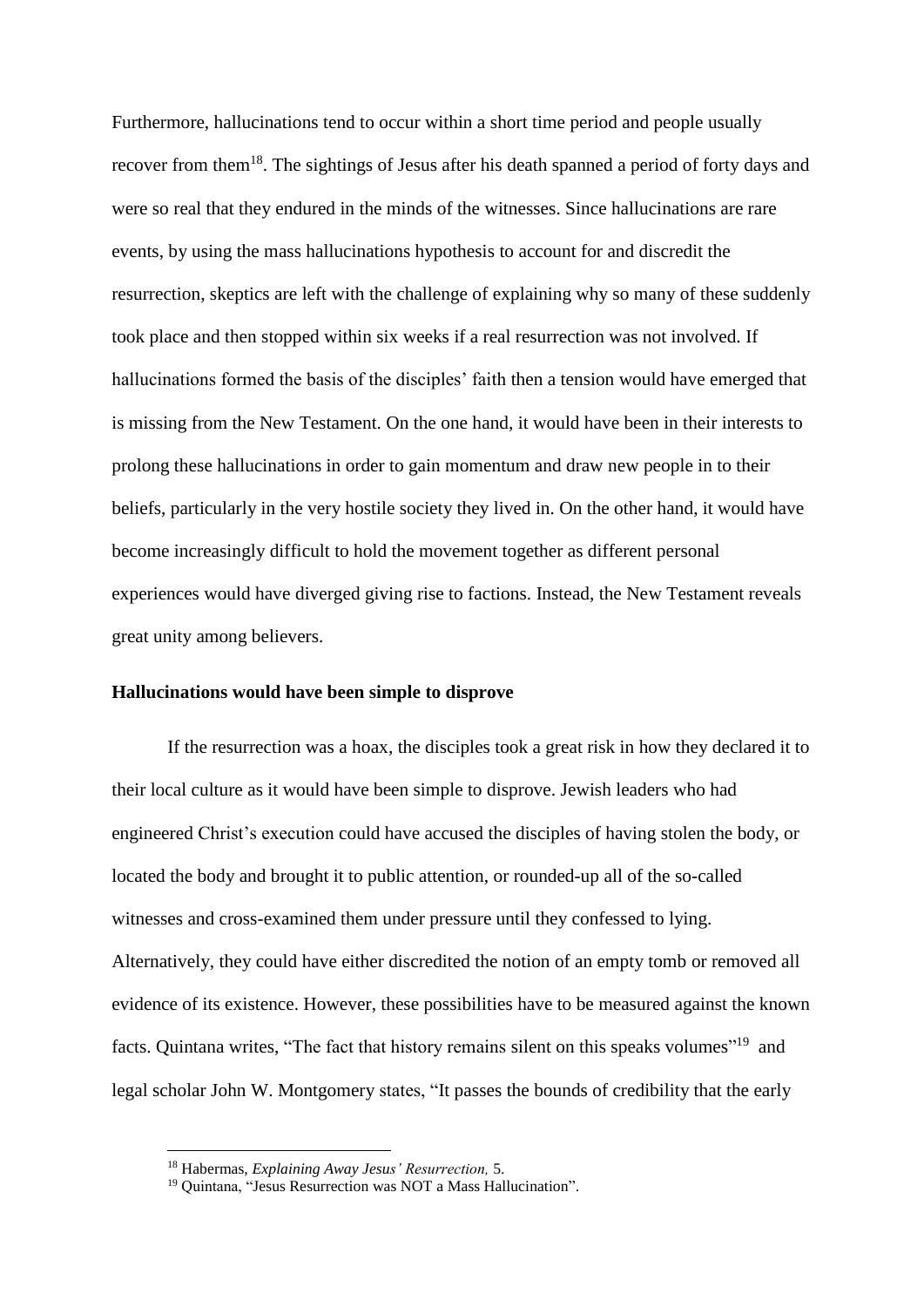Furthermore, hallucinations tend to occur within a short time period and people usually recover from them[18]. The sightings of Jesus after his death spanned a period of forty days and were so real that they endured in the minds of the witnesses. Since hallucinations are rare events, by using the mass hallucinations hypothesis to account for and discredit the resurrection, skeptics are left with the challenge of explaining why so many of these suddenly took place and then stopped within six weeks if a real resurrection was not involved. If hallucinations formed the basis of the disciples' faith then a tension would have emerged that is missing from the New Testament. On the one hand, it would have been in their interests to prolong these hallucinations in order to gain momentum and draw new people in to their beliefs, particularly in the very hostile society they lived in. On the other hand, it would have become increasingly difficult to hold the movement together as different personal experiences would have diverged giving rise to factions. Instead, the New Testament reveals great unity among believers.

**Hallucinations would have been simple to disprove**

If the resurrection was a hoax, the disciples took a great risk in how they declared it to their local culture as it would have been simple to disprove. Jewish leaders who had engineered Christ's execution could have accused the disciples of having stolen the body, or located the body and brought it to public attention, or rounded-up all of the so-called witnesses and cross-examined them under pressure until they confessed to lying. Alternatively, they could have either discredited the notion of an empty tomb or removed all evidence of its existence. However, these possibilities have to be measured against the known facts. Quintana writes, "The fact that history remains silent on this speaks volumes"[19] and legal scholar John W. Montgomery states, "It passes the bounds of credibility that the early

---

[18] Habermas, *Explaining Away Jesus' Resurrection,* 5.

[19] Quintana, "Jesus Resurrection was NOT a Mass Hallucination".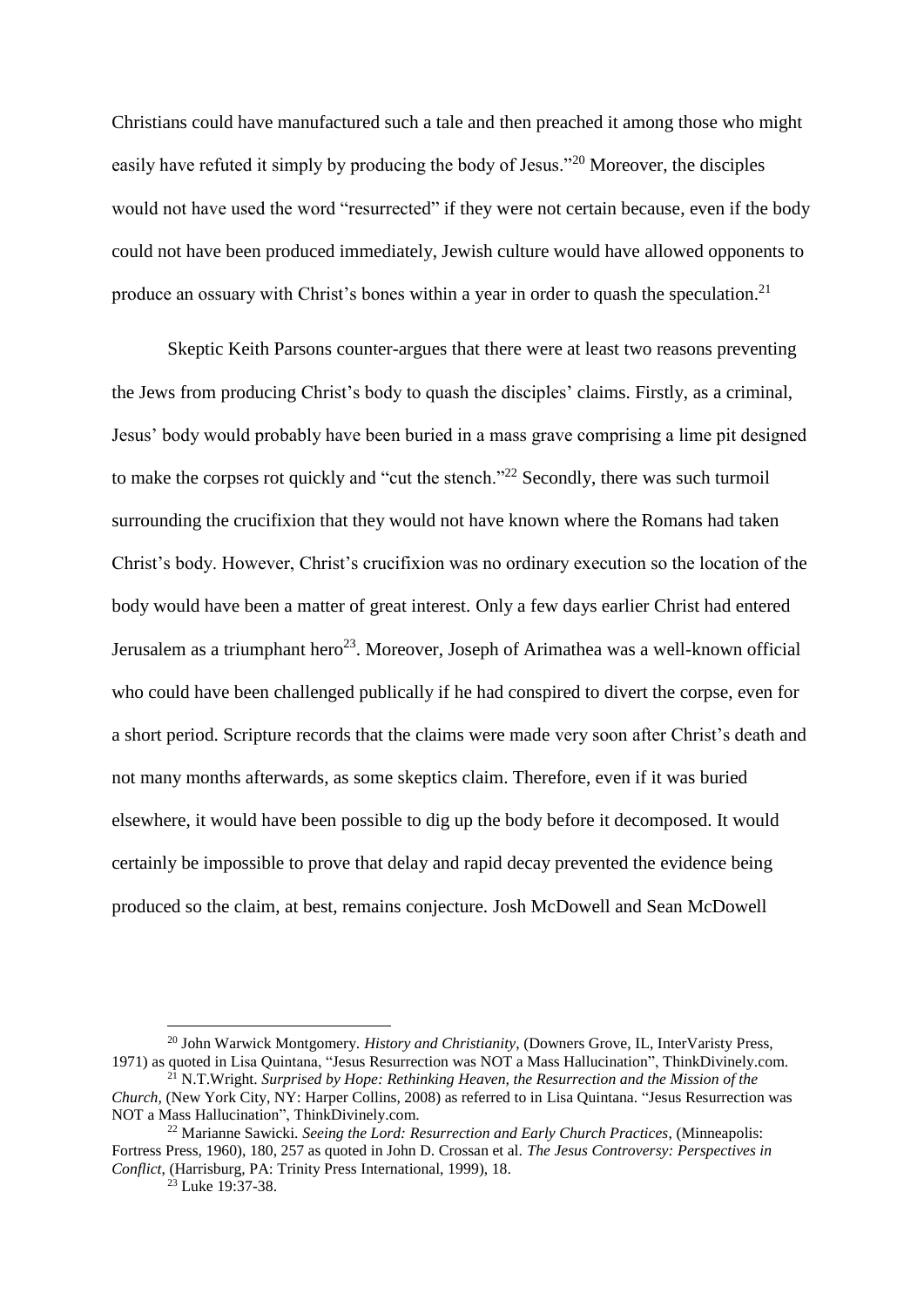Christians could have manufactured such a tale and then preached it among those who might easily have refuted it simply by producing the body of Jesus."[20] Moreover, the disciples would not have used the word "resurrected" if they were not certain because, even if the body could not have been produced immediately, Jewish culture would have allowed opponents to produce an ossuary with Christ's bones within a year in order to quash the speculation.[21]

Skeptic Keith Parsons counter-argues that there were at least two reasons preventing the Jews from producing Christ's body to quash the disciples' claims. Firstly, as a criminal, Jesus' body would probably have been buried in a mass grave comprising a lime pit designed to make the corpses rot quickly and "cut the stench."[22] Secondly, there was such turmoil surrounding the crucifixion that they would not have known where the Romans had taken Christ's body. However, Christ's crucifixion was no ordinary execution so the location of the body would have been a matter of great interest. Only a few days earlier Christ had entered Jerusalem as a triumphant hero[23]. Moreover, Joseph of Arimathea was a well-known official who could have been challenged publically if he had conspired to divert the corpse, even for a short period. Scripture records that the claims were made very soon after Christ's death and not many months afterwards, as some skeptics claim. Therefore, even if it was buried elsewhere, it would have been possible to dig up the body before it decomposed. It would certainly be impossible to prove that delay and rapid decay prevented the evidence being produced so the claim, at best, remains conjecture. Josh McDowell and Sean McDowell

---

[20] John Warwick Montgomery. *History and Christianity*, (Downers Grove, IL, InterVaristy Press, 1971) as quoted in Lisa Quintana, "Jesus Resurrection was NOT a Mass Hallucination", ThinkDivinely.com.

[21] N.T.Wright. *Surprised by Hope: Rethinking Heaven, the Resurrection and the Mission of the Church*, (New York City, NY: Harper Collins, 2008) as referred to in Lisa Quintana. "Jesus Resurrection was NOT a Mass Hallucination", ThinkDivinely.com.

[22] Marianne Sawicki. *Seeing the Lord: Resurrection and Early Church Practices*, (Minneapolis: Fortress Press, 1960), 180, 257 as quoted in John D. Crossan et al. *The Jesus Controversy: Perspectives in Conflict*, (Harrisburg, PA: Trinity Press International, 1999), 18.

[23] Luke 19:37-38.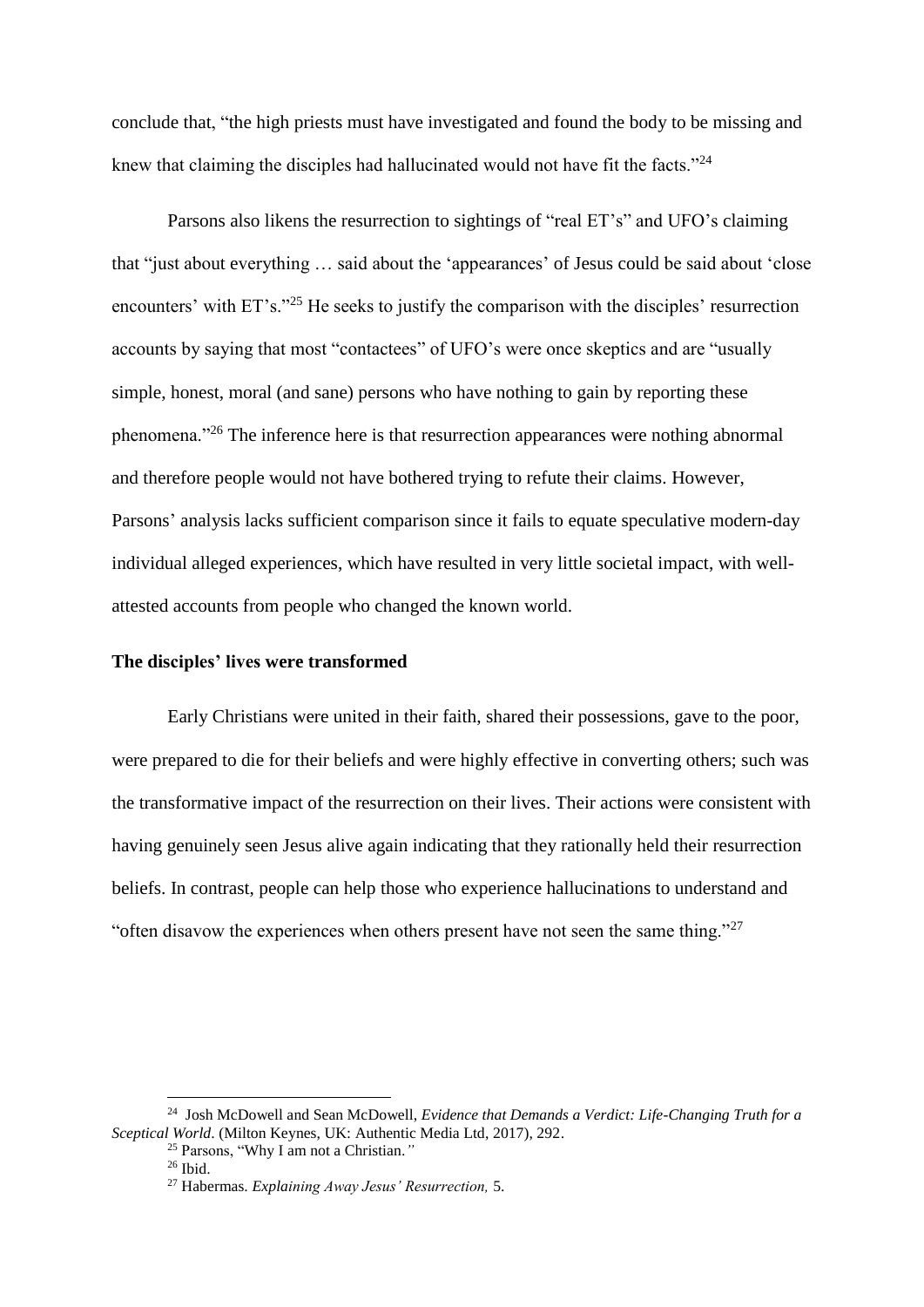conclude that, "the high priests must have investigated and found the body to be missing and knew that claiming the disciples had hallucinated would not have fit the facts."[24]

Parsons also likens the resurrection to sightings of "real ET's" and UFO's claiming that "just about everything … said about the 'appearances' of Jesus could be said about 'close encounters' with ET's."[25] He seeks to justify the comparison with the disciples' resurrection accounts by saying that most "contactees" of UFO's were once skeptics and are "usually simple, honest, moral (and sane) persons who have nothing to gain by reporting these phenomena."[26] The inference here is that resurrection appearances were nothing abnormal and therefore people would not have bothered trying to refute their claims. However, Parsons' analysis lacks sufficient comparison since it fails to equate speculative modern-day individual alleged experiences, which have resulted in very little societal impact, with well-attested accounts from people who changed the known world.

**The disciples' lives were transformed**

Early Christians were united in their faith, shared their possessions, gave to the poor, were prepared to die for their beliefs and were highly effective in converting others; such was the transformative impact of the resurrection on their lives. Their actions were consistent with having genuinely seen Jesus alive again indicating that they rationally held their resurrection beliefs. In contrast, people can help those who experience hallucinations to understand and "often disavow the experiences when others present have not seen the same thing."[27]

---

[24] Josh McDowell and Sean McDowell, *Evidence that Demands a Verdict: Life-Changing Truth for a Sceptical World*. (Milton Keynes, UK: Authentic Media Ltd, 2017), 292.

[25] Parsons, "Why I am not a Christian."

[26] Ibid.

[27] Habermas. *Explaining Away Jesus' Resurrection,* 5.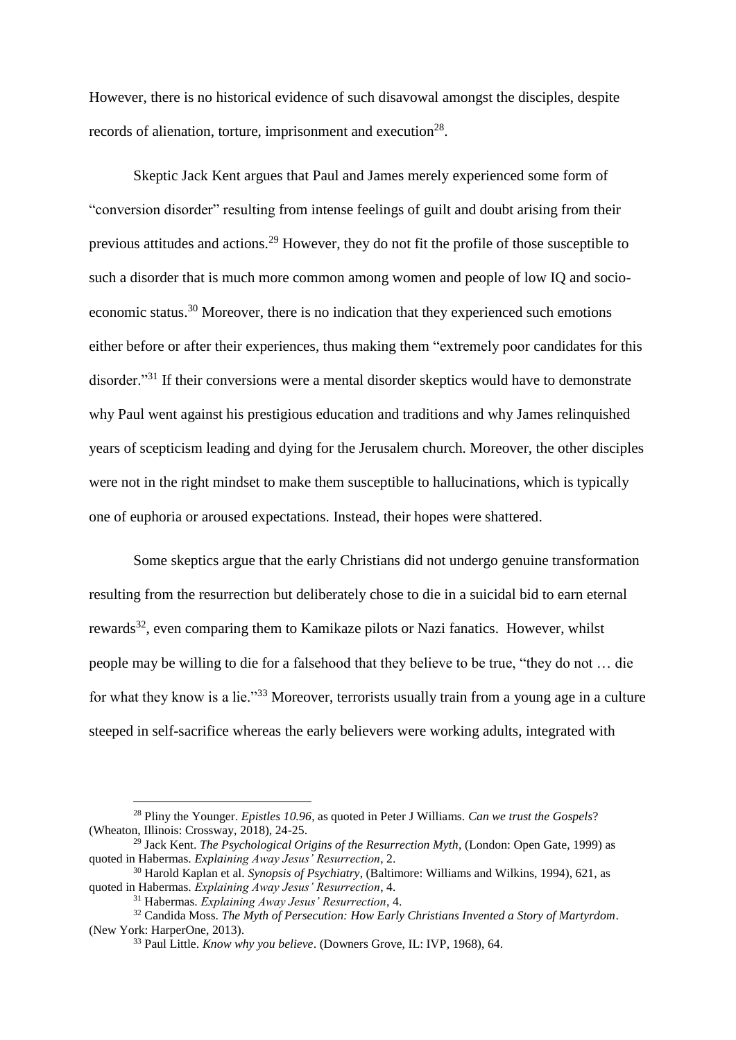However, there is no historical evidence of such disavowal amongst the disciples, despite records of alienation, torture, imprisonment and execution[28].

Skeptic Jack Kent argues that Paul and James merely experienced some form of "conversion disorder" resulting from intense feelings of guilt and doubt arising from their previous attitudes and actions.[29] However, they do not fit the profile of those susceptible to such a disorder that is much more common among women and people of low IQ and socio-economic status.[30] Moreover, there is no indication that they experienced such emotions either before or after their experiences, thus making them "extremely poor candidates for this disorder."[31] If their conversions were a mental disorder skeptics would have to demonstrate why Paul went against his prestigious education and traditions and why James relinquished years of scepticism leading and dying for the Jerusalem church. Moreover, the other disciples were not in the right mindset to make them susceptible to hallucinations, which is typically one of euphoria or aroused expectations. Instead, their hopes were shattered.

Some skeptics argue that the early Christians did not undergo genuine transformation resulting from the resurrection but deliberately chose to die in a suicidal bid to earn eternal rewards[32], even comparing them to Kamikaze pilots or Nazi fanatics. However, whilst people may be willing to die for a falsehood that they believe to be true, "they do not … die for what they know is a lie."[33] Moreover, terrorists usually train from a young age in a culture steeped in self-sacrifice whereas the early believers were working adults, integrated with

---

[28] Pliny the Younger. *Epistles 10.96*, as quoted in Peter J Williams. *Can we trust the Gospels*? (Wheaton, Illinois: Crossway, 2018), 24-25.

[29] Jack Kent. *The Psychological Origins of the Resurrection Myth*, (London: Open Gate, 1999) as quoted in Habermas. *Explaining Away Jesus' Resurrection*, 2.

[30] Harold Kaplan et al. *Synopsis of Psychiatry*, (Baltimore: Williams and Wilkins, 1994), 621, as quoted in Habermas. *Explaining Away Jesus' Resurrection*, 4.

[31] Habermas. *Explaining Away Jesus' Resurrection*, 4.

[32] Candida Moss. *The Myth of Persecution: How Early Christians Invented a Story of Martyrdom*. (New York: HarperOne, 2013).

[33] Paul Little. *Know why you believe*. (Downers Grove, IL: IVP, 1968), 64.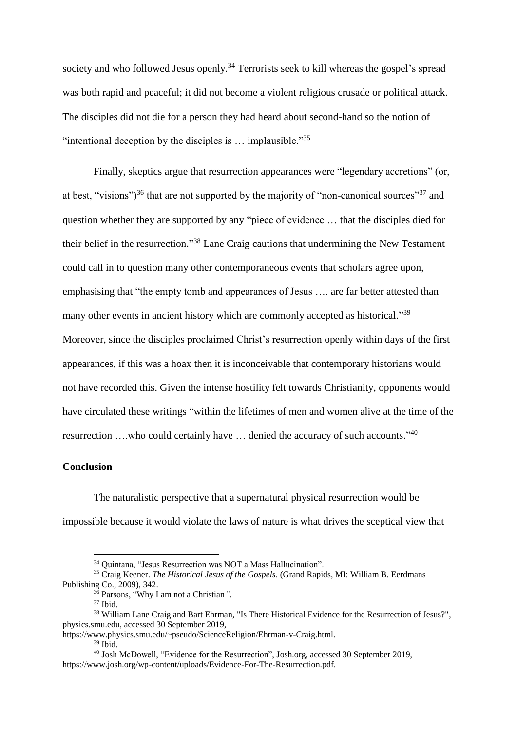society and who followed Jesus openly.[34] Terrorists seek to kill whereas the gospel's spread was both rapid and peaceful; it did not become a violent religious crusade or political attack. The disciples did not die for a person they had heard about second-hand so the notion of "intentional deception by the disciples is … implausible."[35]

Finally, skeptics argue that resurrection appearances were "legendary accretions" (or, at best, "visions")[36] that are not supported by the majority of "non-canonical sources"[37] and question whether they are supported by any "piece of evidence … that the disciples died for their belief in the resurrection."[38] Lane Craig cautions that undermining the New Testament could call in to question many other contemporaneous events that scholars agree upon, emphasising that "the empty tomb and appearances of Jesus …. are far better attested than many other events in ancient history which are commonly accepted as historical."[39] Moreover, since the disciples proclaimed Christ's resurrection openly within days of the first appearances, if this was a hoax then it is inconceivable that contemporary historians would not have recorded this. Given the intense hostility felt towards Christianity, opponents would have circulated these writings "within the lifetimes of men and women alive at the time of the resurrection ….who could certainly have … denied the accuracy of such accounts."[40]

**Conclusion**

The naturalistic perspective that a supernatural physical resurrection would be impossible because it would violate the laws of nature is what drives the sceptical view that

---

[34] Quintana, "Jesus Resurrection was NOT a Mass Hallucination".

[35] Craig Keener. *The Historical Jesus of the Gospels*. (Grand Rapids, MI: William B. Eerdmans Publishing Co., 2009), 342.

[36] Parsons, "Why I am not a Christian*"*.

[37] Ibid.

[38] William Lane Craig and Bart Ehrman, "Is There Historical Evidence for the Resurrection of Jesus?", physics.smu.edu, accessed 30 September 2019, https://www.physics.smu.edu/~pseudo/ScienceReligion/Ehrman-v-Craig.html.

[39] Ibid.

[40] Josh McDowell, "Evidence for the Resurrection", Josh.org, accessed 30 September 2019, https://www.josh.org/wp-content/uploads/Evidence-For-The-Resurrection.pdf.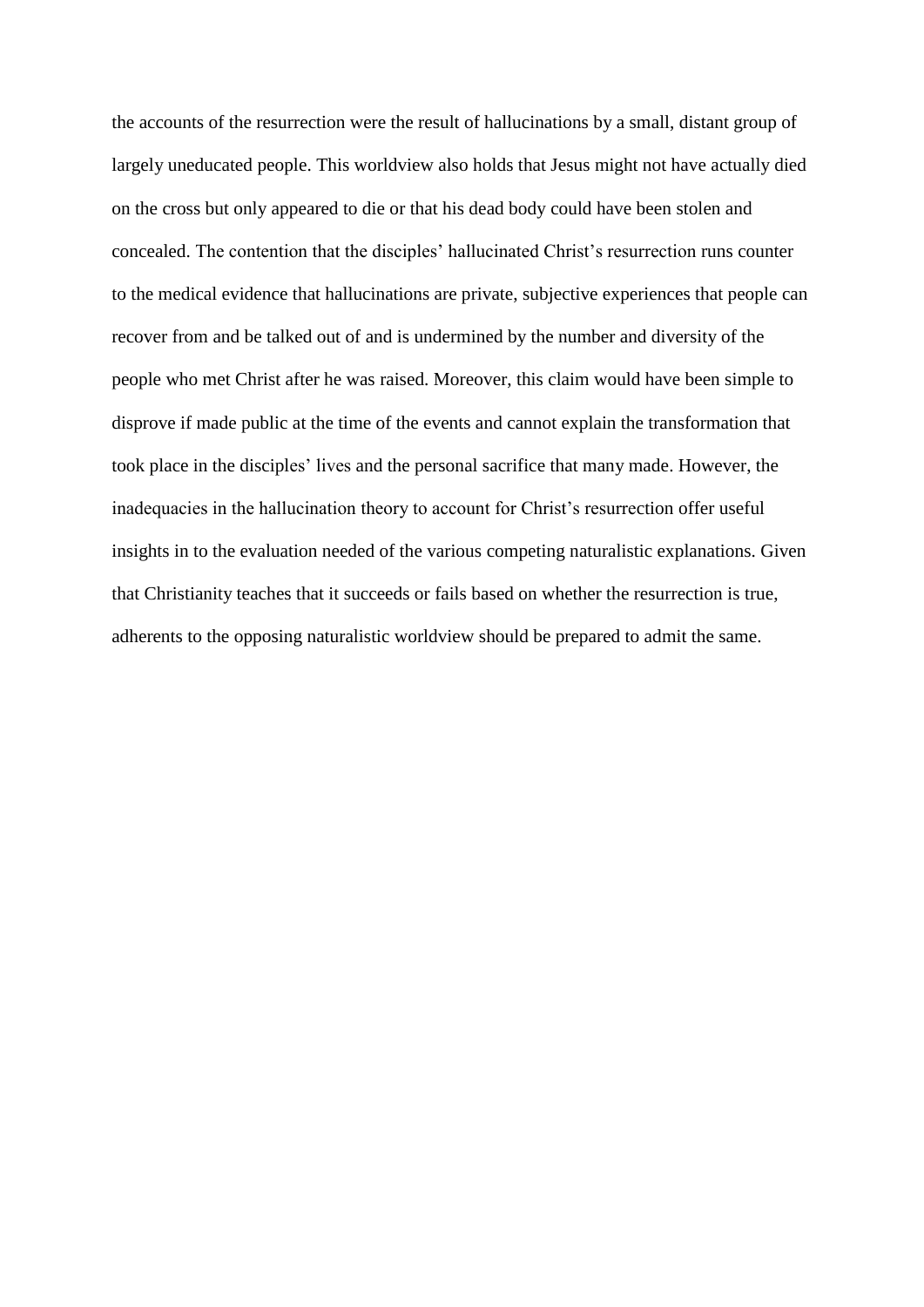the accounts of the resurrection were the result of hallucinations by a small, distant group of largely uneducated people. This worldview also holds that Jesus might not have actually died on the cross but only appeared to die or that his dead body could have been stolen and concealed. The contention that the disciples' hallucinated Christ's resurrection runs counter to the medical evidence that hallucinations are private, subjective experiences that people can recover from and be talked out of and is undermined by the number and diversity of the people who met Christ after he was raised. Moreover, this claim would have been simple to disprove if made public at the time of the events and cannot explain the transformation that took place in the disciples' lives and the personal sacrifice that many made. However, the inadequacies in the hallucination theory to account for Christ's resurrection offer useful insights in to the evaluation needed of the various competing naturalistic explanations. Given that Christianity teaches that it succeeds or fails based on whether the resurrection is true, adherents to the opposing naturalistic worldview should be prepared to admit the same.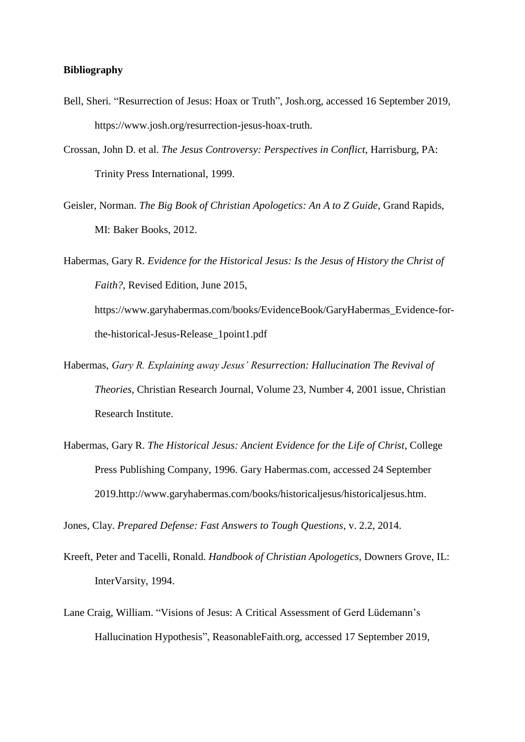**Bibliography**

Bell, Sheri. “Resurrection of Jesus: Hoax or Truth”, Josh.org, accessed 16 September 2019, https://www.josh.org/resurrection-jesus-hoax-truth.

Crossan, John D. et al. *The Jesus Controversy: Perspectives in Conflict*, Harrisburg, PA: Trinity Press International, 1999.

Geisler, Norman. *The Big Book of Christian Apologetics: An A to Z Guide*, Grand Rapids, MI: Baker Books, 2012.

Habermas, Gary R. *Evidence for the Historical Jesus: Is the Jesus of History the Christ of Faith?*, Revised Edition, June 2015, https://www.garyhabermas.com/books/EvidenceBook/GaryHabermas_Evidence-for-the-historical-Jesus-Release_1point1.pdf

Habermas, *Gary R. Explaining away Jesus' Resurrection: Hallucination The Revival of Theories*, Christian Research Journal, Volume 23, Number 4, 2001 issue, Christian Research Institute.

Habermas, Gary R. *The Historical Jesus: Ancient Evidence for the Life of Christ*, College Press Publishing Company, 1996. Gary Habermas.com, accessed 24 September 2019.http://www.garyhabermas.com/books/historicaljesus/historicaljesus.htm.

Jones, Clay. *Prepared Defense: Fast Answers to Tough Questions*, v. 2.2, 2014.

Kreeft, Peter and Tacelli, Ronald. *Handbook of Christian Apologetics*, Downers Grove, IL: InterVarsity, 1994.

Lane Craig, William. “Visions of Jesus: A Critical Assessment of Gerd Lüdemann's Hallucination Hypothesis”, ReasonableFaith.org, accessed 17 September 2019,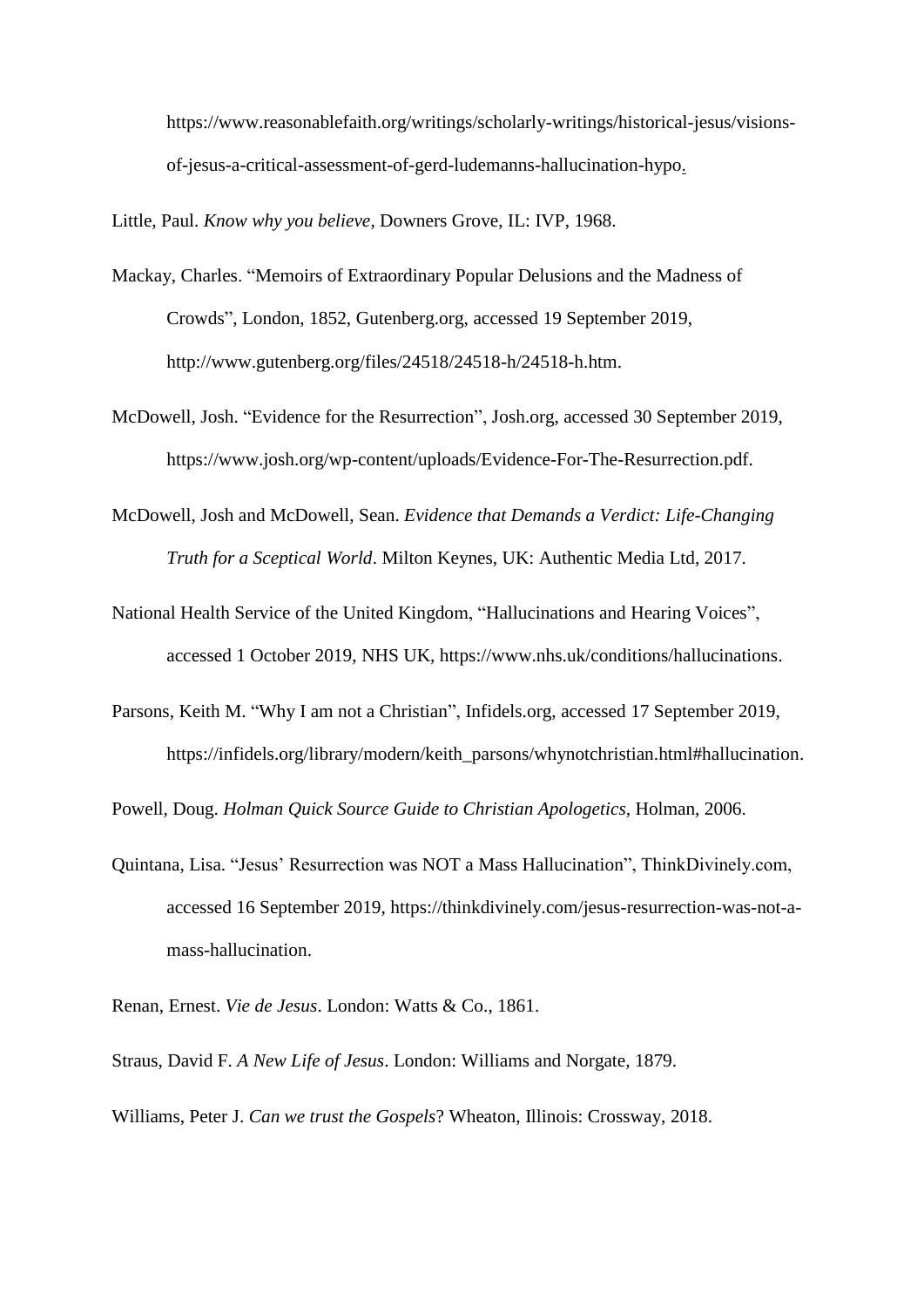https://www.reasonablefaith.org/writings/scholarly-writings/historical-jesus/visions-of-jesus-a-critical-assessment-of-gerd-ludemanns-hallucination-hypo.

Little, Paul. *Know why you believe*, Downers Grove, IL: IVP, 1968.

Mackay, Charles. "Memoirs of Extraordinary Popular Delusions and the Madness of Crowds", London, 1852, Gutenberg.org, accessed 19 September 2019, http://www.gutenberg.org/files/24518/24518-h/24518-h.htm.

McDowell, Josh. "Evidence for the Resurrection", Josh.org, accessed 30 September 2019, https://www.josh.org/wp-content/uploads/Evidence-For-The-Resurrection.pdf.

McDowell, Josh and McDowell, Sean. *Evidence that Demands a Verdict: Life-Changing Truth for a Sceptical World*. Milton Keynes, UK: Authentic Media Ltd, 2017.

National Health Service of the United Kingdom, "Hallucinations and Hearing Voices", accessed 1 October 2019, NHS UK, https://www.nhs.uk/conditions/hallucinations.

Parsons, Keith M. "Why I am not a Christian", Infidels.org, accessed 17 September 2019, https://infidels.org/library/modern/keith_parsons/whynotchristian.html#hallucination.

Powell, Doug. *Holman Quick Source Guide to Christian Apologetics*, Holman, 2006.

Quintana, Lisa. "Jesus' Resurrection was NOT a Mass Hallucination", ThinkDivinely.com, accessed 16 September 2019, https://thinkdivinely.com/jesus-resurrection-was-not-a-mass-hallucination.

Renan, Ernest. *Vie de Jesus*. London: Watts & Co., 1861.

Straus, David F. *A New Life of Jesus*. London: Williams and Norgate, 1879.

Williams, Peter J. *Can we trust the Gospels*? Wheaton, Illinois: Crossway, 2018.